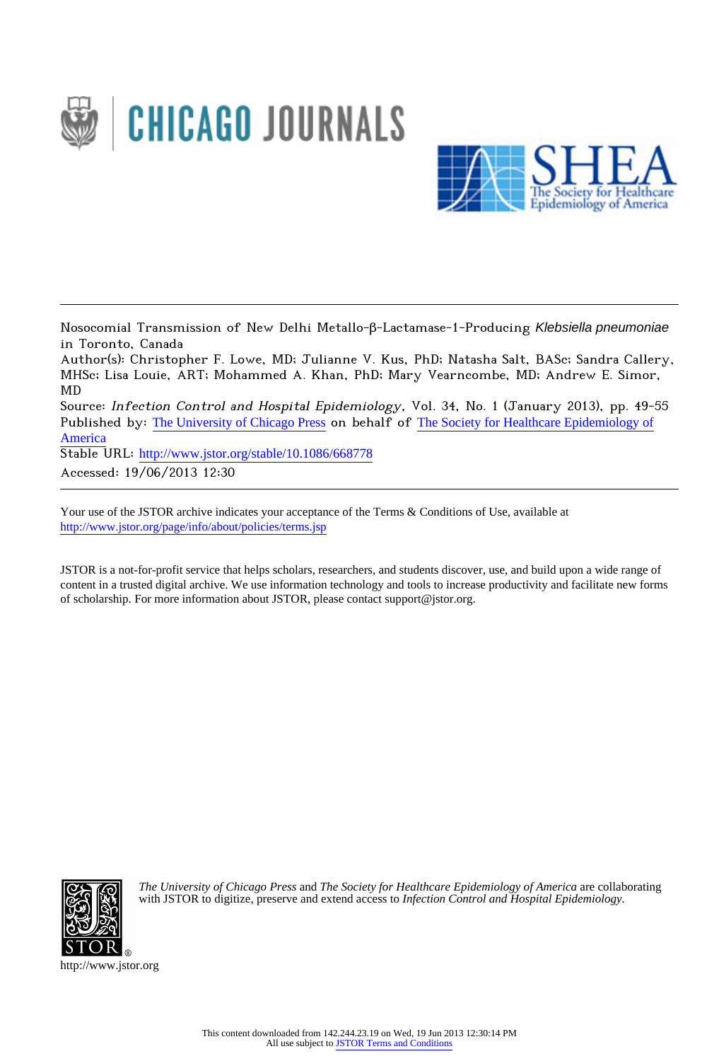Nosocomial Transmission of New Delhi Metallo-β-Lactamase-1-Producing *Klebsiella pneumoniae* in Toronto, Canada

Author(s): Christopher F. Lowe, MD; Julianne V. Kus, PhD; Natasha Salt, BASc; Sandra Callery, MHSc; Lisa Louie, ART; Mohammed A. Khan, PhD; Mary Vearncombe, MD; Andrew E. Simor, MD

Source: *Infection Control and Hospital Epidemiology*, Vol. 34, No. 1 (January 2013), pp. 49-55

Published by: The University of Chicago Press on behalf of The Society for Healthcare Epidemiology of America

Stable URL: http://www.jstor.org/stable/10.1086/668778

Accessed: 19/06/2013 12:30

Your use of the JSTOR archive indicates your acceptance of the Terms & Conditions of Use, available at http://www.jstor.org/page/info/about/policies/terms.jsp

JSTOR is a not-for-profit service that helps scholars, researchers, and students discover, use, and build upon a wide range of content in a trusted digital archive. We use information technology and tools to increase productivity and facilitate new forms of scholarship. For more information about JSTOR, please contact support@jstor.org.

*The University of Chicago Press* and *The Society for Healthcare Epidemiology of America* are collaborating with JSTOR to digitize, preserve and extend access to *Infection Control and Hospital Epidemiology.*

http://www.jstor.org

This content downloaded from 142.244.23.19 on Wed, 19 Jun 2013 12:30:14 PM
All use subject to JSTOR Terms and Conditions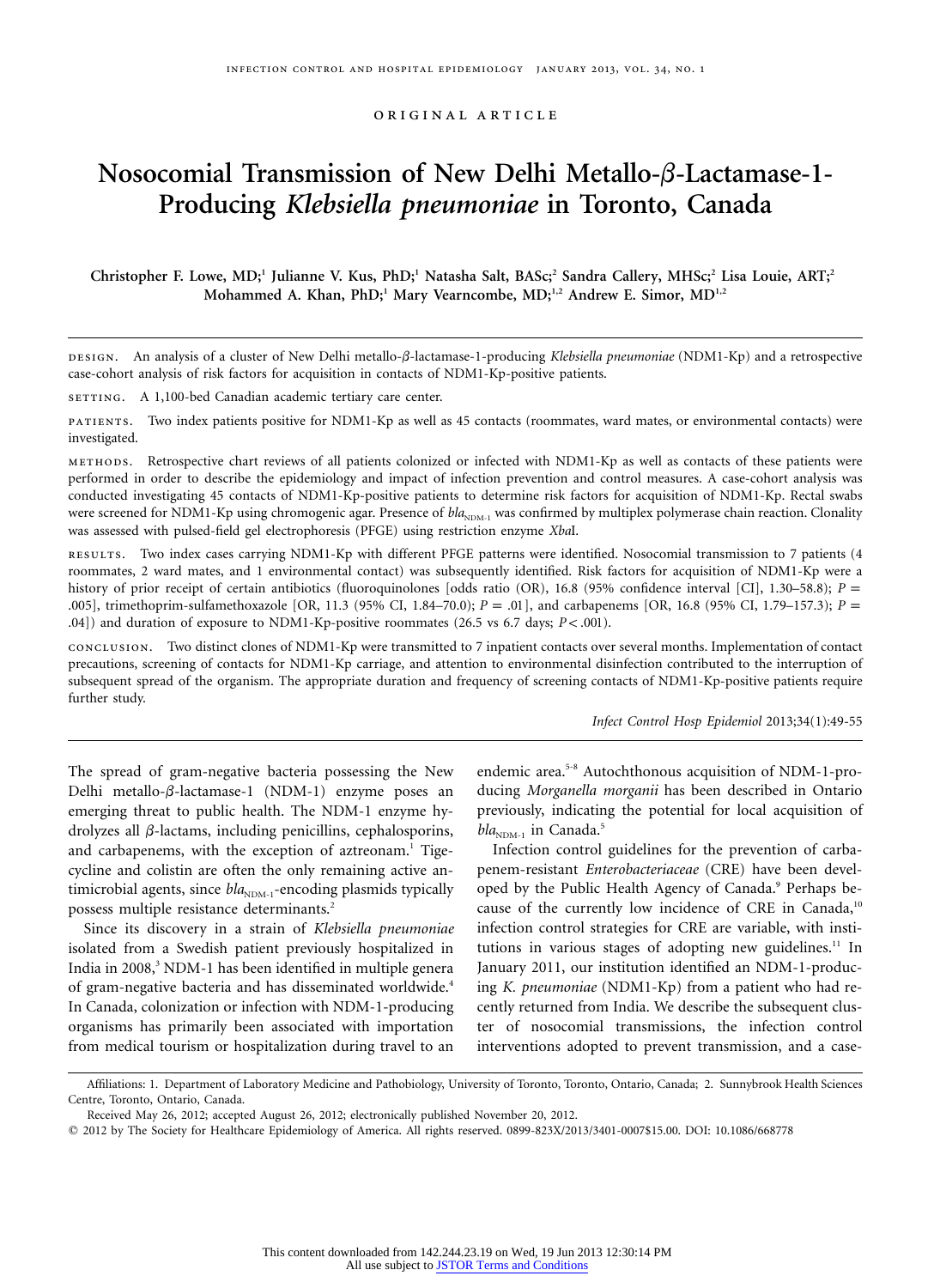# Nosocomial Transmission of New Delhi Metallo-β-Lactamase-1-Producing *Klebsiella pneumoniae* in Toronto, Canada

**Christopher F. Lowe, MD;[1] Julianne V. Kus, PhD;[1] Natasha Salt, BASc;[2] Sandra Callery, MHSc;[2] Lisa Louie, ART;[2] Mohammed A. Khan, PhD;[1] Mary Vearncombe, MD;[1,2] Andrew E. Simor, MD[1,2]**

DESIGN. An analysis of a cluster of New Delhi metallo-β-lactamase-1-producing *Klebsiella pneumoniae* (NDM1-Kp) and a retrospective case-cohort analysis of risk factors for acquisition in contacts of NDM1-Kp-positive patients.

SETTING. A 1,100-bed Canadian academic tertiary care center.

PATIENTS. Two index patients positive for NDM1-Kp as well as 45 contacts (roommates, ward mates, or environmental contacts) were investigated.

METHODS. Retrospective chart reviews of all patients colonized or infected with NDM1-Kp as well as contacts of these patients were performed in order to describe the epidemiology and impact of infection prevention and control measures. A case-cohort analysis was conducted investigating 45 contacts of NDM1-Kp-positive patients to determine risk factors for acquisition of NDM1-Kp. Rectal swabs were screened for NDM1-Kp using chromogenic agar. Presence of $bla_{NDM-1}$ was confirmed by multiplex polymerase chain reaction. Clonality was assessed with pulsed-field gel electrophoresis (PFGE) using restriction enzyme *Xba*I.

RESULTS. Two index cases carrying NDM1-Kp with different PFGE patterns were identified. Nosocomial transmission to 7 patients (4 roommates, 2 ward mates, and 1 environmental contact) was subsequently identified. Risk factors for acquisition of NDM1-Kp were a history of prior receipt of certain antibiotics (fluoroquinolones [odds ratio (OR), 16.8 (95% confidence interval [CI], 1.30–58.8); $P =$ .005], trimethoprim-sulfamethoxazole [OR, 11.3 (95% CI, 1.84–70.0); $P =$ .01], and carbapenems [OR, 16.8 (95% CI, 1.79–157.3); $P =$ .04]) and duration of exposure to NDM1-Kp-positive roommates (26.5 vs 6.7 days; $P <$ .001).

CONCLUSION. Two distinct clones of NDM1-Kp were transmitted to 7 inpatient contacts over several months. Implementation of contact precautions, screening of contacts for NDM1-Kp carriage, and attention to environmental disinfection contributed to the interruption of subsequent spread of the organism. The appropriate duration and frequency of screening contacts of NDM1-Kp-positive patients require further study.

*Infect Control Hosp Epidemiol* 2013;34(1):49-55

The spread of gram-negative bacteria possessing the New Delhi metallo-β-lactamase-1 (NDM-1) enzyme poses an emerging threat to public health. The NDM-1 enzyme hydrolyzes all β-lactams, including penicillins, cephalosporins, and carbapenems, with the exception of aztreonam.[1] Tigecycline and colistin are often the only remaining active antimicrobial agents, since $bla_{NDM-1}$-encoding plasmids typically possess multiple resistance determinants.[2]

Since its discovery in a strain of *Klebsiella pneumoniae* isolated from a Swedish patient previously hospitalized in India in 2008,[3] NDM-1 has been identified in multiple genera of gram-negative bacteria and has disseminated worldwide.[4] In Canada, colonization or infection with NDM-1-producing organisms has primarily been associated with importation from medical tourism or hospitalization during travel to an endemic area.[5-8] Autochthonous acquisition of NDM-1-producing *Morganella morganii* has been described in Ontario previously, indicating the potential for local acquisition of $bla_{NDM-1}$ in Canada.[5]

Infection control guidelines for the prevention of carbapenem-resistant *Enterobacteriaceae* (CRE) have been developed by the Public Health Agency of Canada.[9] Perhaps because of the currently low incidence of CRE in Canada,[10] infection control strategies for CRE are variable, with institutions in various stages of adopting new guidelines.[11] In January 2011, our institution identified an NDM-1-producing *K. pneumoniae* (NDM1-Kp) from a patient who had recently returned from India. We describe the subsequent cluster of nosocomial transmissions, the infection control interventions adopted to prevent transmission, and a case-

Affiliations: 1. Department of Laboratory Medicine and Pathobiology, University of Toronto, Toronto, Ontario, Canada; 2. Sunnybrook Health Sciences Centre, Toronto, Ontario, Canada.

Received May 26, 2012; accepted August 26, 2012; electronically published November 20, 2012.

© 2012 by The Society for Healthcare Epidemiology of America. All rights reserved. 0899-823X/2013/3401-0007$15.00. DOI: 10.1086/668778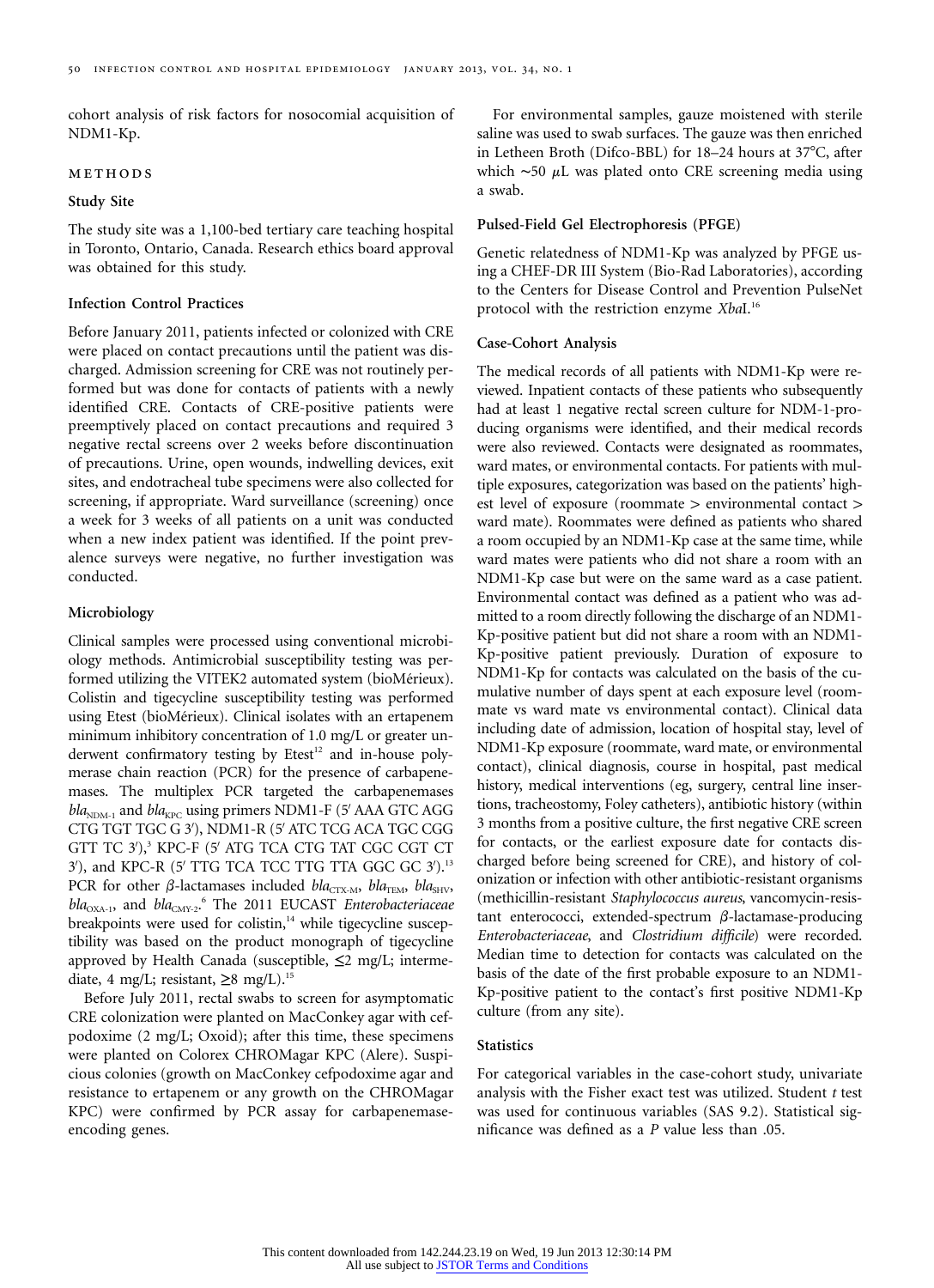cohort analysis of risk factors for nosocomial acquisition of NDM1-Kp.

## METHODS

### Study Site

The study site was a 1,100-bed tertiary care teaching hospital in Toronto, Ontario, Canada. Research ethics board approval was obtained for this study.

### Infection Control Practices

Before January 2011, patients infected or colonized with CRE were placed on contact precautions until the patient was discharged. Admission screening for CRE was not routinely performed but was done for contacts of patients with a newly identified CRE. Contacts of CRE-positive patients were preemptively placed on contact precautions and required 3 negative rectal screens over 2 weeks before discontinuation of precautions. Urine, open wounds, indwelling devices, exit sites, and endotracheal tube specimens were also collected for screening, if appropriate. Ward surveillance (screening) once a week for 3 weeks of all patients on a unit was conducted when a new index patient was identified. If the point prevalence surveys were negative, no further investigation was conducted.

### Microbiology

Clinical samples were processed using conventional microbiology methods. Antimicrobial susceptibility testing was performed utilizing the VITEK2 automated system (bioMérieux). Colistin and tigecycline susceptibility testing was performed using Etest (bioMérieux). Clinical isolates with an ertapenem minimum inhibitory concentration of 1.0 mg/L or greater underwent confirmatory testing by Etest[12] and in-house polymerase chain reaction (PCR) for the presence of carbapenemases. The multiplex PCR targeted the carbapenemases $bla_{NDM-1}$ and $bla_{KPC}$ using primers NDM1-F (5′ AAA GTC AGG CTG TGT TGC G 3′), NDM1-R (5′ ATC TCG ACA TGC CGG GTT TC 3′),[3] KPC-F (5′ ATG TCA CTG TAT CGC CGT CT 3′), and KPC-R (5′ TTG TCA TCC TTG TTA GGC GC 3′).[13] PCR for other β-lactamases included $bla_{CTX-M}$, $bla_{TEM}$, $bla_{SHV}$, $bla_{OXA-1}$, and $bla_{CMY-2}$.[6] The 2011 EUCAST *Enterobacteriaceae* breakpoints were used for colistin,[14] while tigecycline susceptibility was based on the product monograph of tigecycline approved by Health Canada (susceptible, ≤2 mg/L; intermediate, 4 mg/L; resistant, ≥8 mg/L).[15]

Before July 2011, rectal swabs to screen for asymptomatic CRE colonization were planted on MacConkey agar with cefpodoxime (2 mg/L; Oxoid); after this time, these specimens were planted on Colorex CHROMagar KPC (Alere). Suspicious colonies (growth on MacConkey cefpodoxime agar and resistance to ertapenem or any growth on the CHROMagar KPC) were confirmed by PCR assay for carbapenemase-encoding genes.

For environmental samples, gauze moistened with sterile saline was used to swab surfaces. The gauze was then enriched in Letheen Broth (Difco-BBL) for 18–24 hours at 37°C, after which ~50 μL was plated onto CRE screening media using a swab.

### Pulsed-Field Gel Electrophoresis (PFGE)

Genetic relatedness of NDM1-Kp was analyzed by PFGE using a CHEF-DR III System (Bio-Rad Laboratories), according to the Centers for Disease Control and Prevention PulseNet protocol with the restriction enzyme *Xba*I.[16]

### Case-Cohort Analysis

The medical records of all patients with NDM1-Kp were reviewed. Inpatient contacts of these patients who subsequently had at least 1 negative rectal screen culture for NDM-1-producing organisms were identified, and their medical records were also reviewed. Contacts were designated as roommates, ward mates, or environmental contacts. For patients with multiple exposures, categorization was based on the patients' highest level of exposure (roommate > environmental contact > ward mate). Roommates were defined as patients who shared a room occupied by an NDM1-Kp case at the same time, while ward mates were patients who did not share a room with an NDM1-Kp case but were on the same ward as a case patient. Environmental contact was defined as a patient who was admitted to a room directly following the discharge of an NDM1-Kp-positive patient but did not share a room with an NDM1-Kp-positive patient previously. Duration of exposure to NDM1-Kp for contacts was calculated on the basis of the cumulative number of days spent at each exposure level (roommate vs ward mate vs environmental contact). Clinical data including date of admission, location of hospital stay, level of NDM1-Kp exposure (roommate, ward mate, or environmental contact), clinical diagnosis, course in hospital, past medical history, medical interventions (eg, surgery, central line insertions, tracheostomy, Foley catheters), antibiotic history (within 3 months from a positive culture, the first negative CRE screen for contacts, or the earliest exposure date for contacts discharged before being screened for CRE), and history of colonization or infection with other antibiotic-resistant organisms (methicillin-resistant *Staphylococcus aureus*, vancomycin-resistant enterococci, extended-spectrum β-lactamase-producing *Enterobacteriaceae*, and *Clostridium difficile*) were recorded. Median time to detection for contacts was calculated on the basis of the date of the first probable exposure to an NDM1-Kp-positive patient to the contact's first positive NDM1-Kp culture (from any site).

### Statistics

For categorical variables in the case-cohort study, univariate analysis with the Fisher exact test was utilized. Student *t* test was used for continuous variables (SAS 9.2). Statistical significance was defined as a *P* value less than .05.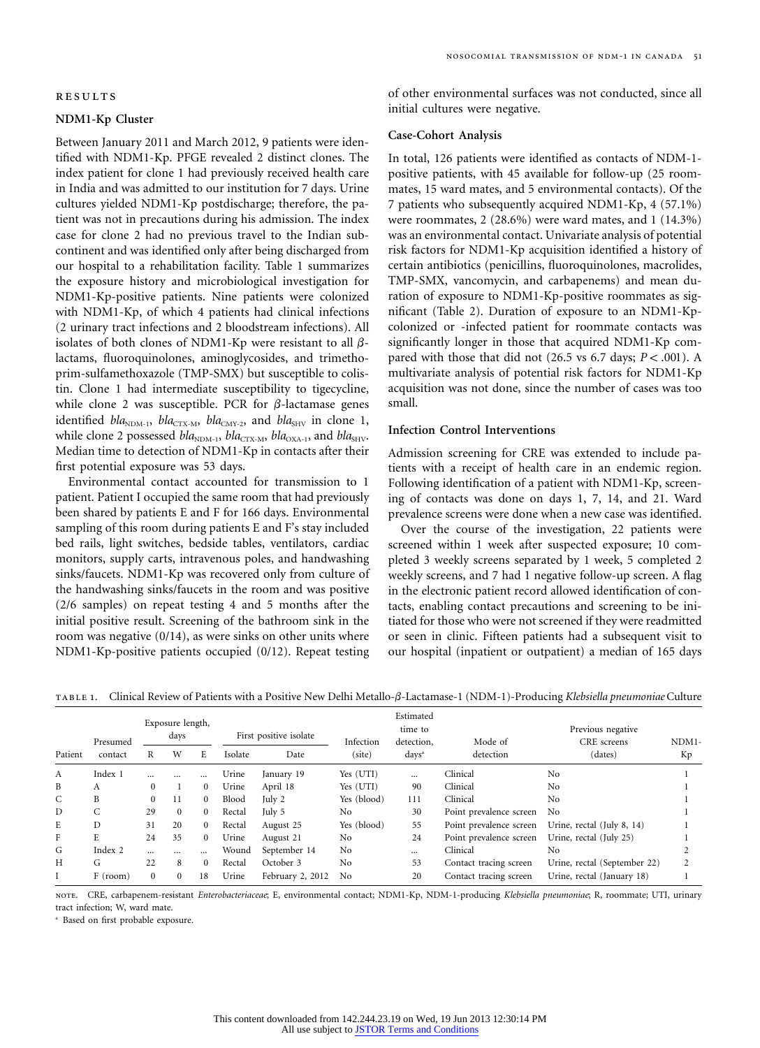## RESULTS

### NDM1-Kp Cluster

Between January 2011 and March 2012, 9 patients were identified with NDM1-Kp. PFGE revealed 2 distinct clones. The index patient for clone 1 had previously received health care in India and was admitted to our institution for 7 days. Urine cultures yielded NDM1-Kp postdischarge; therefore, the patient was not in precautions during his admission. The index case for clone 2 had no previous travel to the Indian subcontinent and was identified only after being discharged from our hospital to a rehabilitation facility. Table 1 summarizes the exposure history and microbiological investigation for NDM1-Kp-positive patients. Nine patients were colonized with NDM1-Kp, of which 4 patients had clinical infections (2 urinary tract infections and 2 bloodstream infections). All isolates of both clones of NDM1-Kp were resistant to all β-lactams, fluoroquinolones, aminoglycosides, and trimethoprim-sulfamethoxazole (TMP-SMX) but susceptible to colistin. Clone 1 had intermediate susceptibility to tigecycline, while clone 2 was susceptible. PCR for β-lactamase genes identified $bla_{\text{NDM-1}}$, $bla_{\text{CTX-M}}$, $bla_{\text{CMY-2}}$, and $bla_{\text{SHV}}$ in clone 1, while clone 2 possessed $bla_{\text{NDM-1}}$, $bla_{\text{CTX-M}}$, $bla_{\text{OXA-1}}$, and $bla_{\text{SHV}}$. Median time to detection of NDM1-Kp in contacts after their first potential exposure was 53 days.

Environmental contact accounted for transmission to 1 patient. Patient I occupied the same room that had previously been shared by patients E and F for 166 days. Environmental sampling of this room during patients E and F's stay included bed rails, light switches, bedside tables, ventilators, cardiac monitors, supply carts, intravenous poles, and handwashing sinks/faucets. NDM1-Kp was recovered only from culture of the handwashing sinks/faucets in the room and was positive (2/6 samples) on repeat testing 4 and 5 months after the initial positive result. Screening of the bathroom sink in the room was negative (0/14), as were sinks on other units where NDM1-Kp-positive patients occupied (0/12). Repeat testing of other environmental surfaces was not conducted, since all initial cultures were negative.

### Case-Cohort Analysis

In total, 126 patients were identified as contacts of NDM-1-positive patients, with 45 available for follow-up (25 roommates, 15 ward mates, and 5 environmental contacts). Of the 7 patients who subsequently acquired NDM1-Kp, 4 (57.1%) were roommates, 2 (28.6%) were ward mates, and 1 (14.3%) was an environmental contact. Univariate analysis of potential risk factors for NDM1-Kp acquisition identified a history of certain antibiotics (penicillins, fluoroquinolones, macrolides, TMP-SMX, vancomycin, and carbapenems) and mean duration of exposure to NDM1-Kp-positive roommates as significant (Table 2). Duration of exposure to an NDM1-Kp-colonized or -infected patient for roommate contacts was significantly longer in those that acquired NDM1-Kp compared with those that did not (26.5 vs 6.7 days; $P < .001$). A multivariate analysis of potential risk factors for NDM1-Kp acquisition was not done, since the number of cases was too small.

### Infection Control Interventions

Admission screening for CRE was extended to include patients with a receipt of health care in an endemic region. Following identification of a patient with NDM1-Kp, screening of contacts was done on days 1, 7, 14, and 21. Ward prevalence screens were done when a new case was identified.

Over the course of the investigation, 22 patients were screened within 1 week after suspected exposure; 10 completed 3 weekly screens separated by 1 week, 5 completed 2 weekly screens, and 7 had 1 negative follow-up screen. A flag in the electronic patient record allowed identification of contacts, enabling contact precautions and screening to be initiated for those who were not screened if they were readmitted or seen in clinic. Fifteen patients had a subsequent visit to our hospital (inpatient or outpatient) a median of 165 days

TABLE 1. Clinical Review of Patients with a Positive New Delhi Metallo-β-Lactamase-1 (NDM-1)-Producing *Klebsiella pneumoniae* Culture

| Patient | Presumed contact | Exposure length, days | | | First positive isolate | | Infection (site) | Estimated time to detection, days[a] | Mode of detection | Previous negative CRE screens (dates) | NDM1-Kp |
|---|---|---|---|---|---|---|---|---|---|---|---|
| | | R | W | E | Isolate | Date | | | | | |
| A | Index 1 | ... | ... | ... | Urine | January 19 | Yes (UTI) | ... | Clinical | No | 1 |
| B | A | 0 | 1 | 0 | Urine | April 18 | Yes (UTI) | 90 | Clinical | No | 1 |
| C | B | 0 | 11 | 0 | Blood | July 2 | Yes (blood) | 111 | Clinical | No | 1 |
| D | C | 29 | 0 | 0 | Rectal | July 5 | No | 30 | Point prevalence screen | No | 1 |
| E | D | 31 | 20 | 0 | Rectal | August 25 | Yes (blood) | 55 | Point prevalence screen | Urine, rectal (July 8, 14) | 1 |
| F | E | 24 | 35 | 0 | Urine | August 21 | No | 24 | Point prevalence screen | Urine, rectal (July 25) | 1 |
| G | Index 2 | ... | ... | ... | Wound | September 14 | No | ... | Clinical | No | 2 |
| H | G | 22 | 8 | 0 | Rectal | October 3 | No | 53 | Contact tracing screen | Urine, rectal (September 22) | 2 |
| I | F (room) | 0 | 0 | 18 | Urine | February 2, 2012 | No | 20 | Contact tracing screen | Urine, rectal (January 18) | 1 |

NOTE. CRE, carbapenem-resistant *Enterobacteriaceae*; E, environmental contact; NDM1-Kp, NDM-1-producing *Klebsiella pneumoniae*; R, roommate; UTI, urinary tract infection; W, ward mate.

[a] Based on first probable exposure.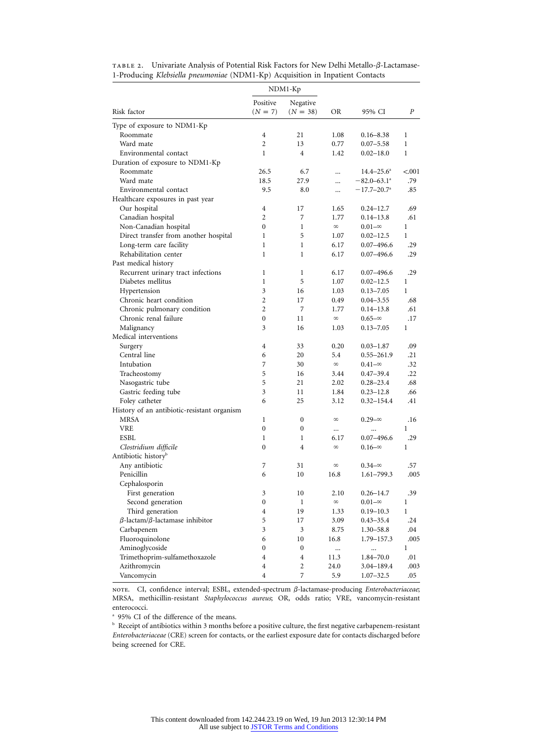TABLE 2. Univariate Analysis of Potential Risk Factors for New Delhi Metallo-β-Lactamase-1-Producing *Klebsiella pneumoniae* (NDM1-Kp) Acquisition in Inpatient Contacts

| Risk factor | NDM1-Kp Positive ($N = 7$) | NDM1-Kp Negative ($N = 38$) | OR | 95% CI | $P$ |
|---|---|---|---|---|---|
| Type of exposure to NDM1-Kp | | | | | |
| Roommate | 4 | 21 | 1.08 | 0.16–8.38 | 1 |
| Ward mate | 2 | 13 | 0.77 | 0.07–5.58 | 1 |
| Environmental contact | 1 | 4 | 1.42 | 0.02–18.0 | 1 |
| Duration of exposure to NDM1-Kp | | | | | |
| Roommate | 26.5 | 6.7 | ... | 14.4–25.6[a] | <.001 |
| Ward mate | 18.5 | 27.9 | ... | −82.0–63.1[a] | .79 |
| Environmental contact | 9.5 | 8.0 | ... | −17.7–20.7[a] | .85 |
| Healthcare exposures in past year | | | | | |
| Our hospital | 4 | 17 | 1.65 | 0.24–12.7 | .69 |
| Canadian hospital | 2 | 7 | 1.77 | 0.14–13.8 | .61 |
| Non-Canadian hospital | 0 | 1 | ∞ | 0.01–∞ | 1 |
| Direct transfer from another hospital | 1 | 5 | 1.07 | 0.02–12.5 | 1 |
| Long-term care facility | 1 | 1 | 6.17 | 0.07–496.6 | .29 |
| Rehabilitation center | 1 | 1 | 6.17 | 0.07–496.6 | .29 |
| Past medical history | | | | | |
| Recurrent urinary tract infections | 1 | 1 | 6.17 | 0.07–496.6 | .29 |
| Diabetes mellitus | 1 | 5 | 1.07 | 0.02–12.5 | 1 |
| Hypertension | 3 | 16 | 1.03 | 0.13–7.05 | 1 |
| Chronic heart condition | 2 | 17 | 0.49 | 0.04–3.55 | .68 |
| Chronic pulmonary condition | 2 | 7 | 1.77 | 0.14–13.8 | .61 |
| Chronic renal failure | 0 | 11 | ∞ | 0.65–∞ | .17 |
| Malignancy | 3 | 16 | 1.03 | 0.13–7.05 | 1 |
| Medical interventions | | | | | |
| Surgery | 4 | 33 | 0.20 | 0.03–1.87 | .09 |
| Central line | 6 | 20 | 5.4 | 0.55–261.9 | .21 |
| Intubation | 7 | 30 | ∞ | 0.41–∞ | .32 |
| Tracheostomy | 5 | 16 | 3.44 | 0.47–39.4 | .22 |
| Nasogastric tube | 5 | 21 | 2.02 | 0.28–23.4 | .68 |
| Gastric feeding tube | 3 | 11 | 1.84 | 0.23–12.8 | .66 |
| Foley catheter | 6 | 25 | 3.12 | 0.32–154.4 | .41 |
| History of an antibiotic-resistant organism | | | | | |
| MRSA | 1 | 0 | ∞ | 0.29–∞ | .16 |
| VRE | 0 | 0 | ... | ... | 1 |
| ESBL | 1 | 1 | 6.17 | 0.07–496.6 | .29 |
| *Clostridium difficile* | 0 | 4 | ∞ | 0.16–∞ | 1 |
| Antibiotic history[b] | | | | | |
| Any antibiotic | 7 | 31 | ∞ | 0.34–∞ | .57 |
| Penicillin | 6 | 10 | 16.8 | 1.61–799.3 | .005 |
| Cephalosporin | | | | | |
| First generation | 3 | 10 | 2.10 | 0.26–14.7 | .39 |
| Second generation | 0 | 1 | ∞ | 0.01–∞ | 1 |
| Third generation | 4 | 19 | 1.33 | 0.19–10.3 | 1 |
| β-lactam/β-lactamase inhibitor | 5 | 17 | 3.09 | 0.43–35.4 | .24 |
| Carbapenem | 3 | 3 | 8.75 | 1.30–58.8 | .04 |
| Fluoroquinolone | 6 | 10 | 16.8 | 1.79–157.3 | .005 |
| Aminoglycoside | 0 | 0 | ... | ... | 1 |
| Trimethoprim-sulfamethoxazole | 4 | 4 | 11.3 | 1.84–70.0 | .01 |
| Azithromycin | 4 | 2 | 24.0 | 3.04–189.4 | .003 |
| Vancomycin | 4 | 7 | 5.9 | 1.07–32.5 | .05 |

NOTE. CI, confidence interval; ESBL, extended-spectrum β-lactamase-producing *Enterobacteriaceae*; MRSA, methicillin-resistant *Staphylococcus aureus*; OR, odds ratio; VRE, vancomycin-resistant enterococci.

[a] 95% CI of the difference of the means.

[b] Receipt of antibiotics within 3 months before a positive culture, the first negative carbapenem-resistant *Enterobacteriaceae* (CRE) screen for contacts, or the earliest exposure date for contacts discharged before being screened for CRE.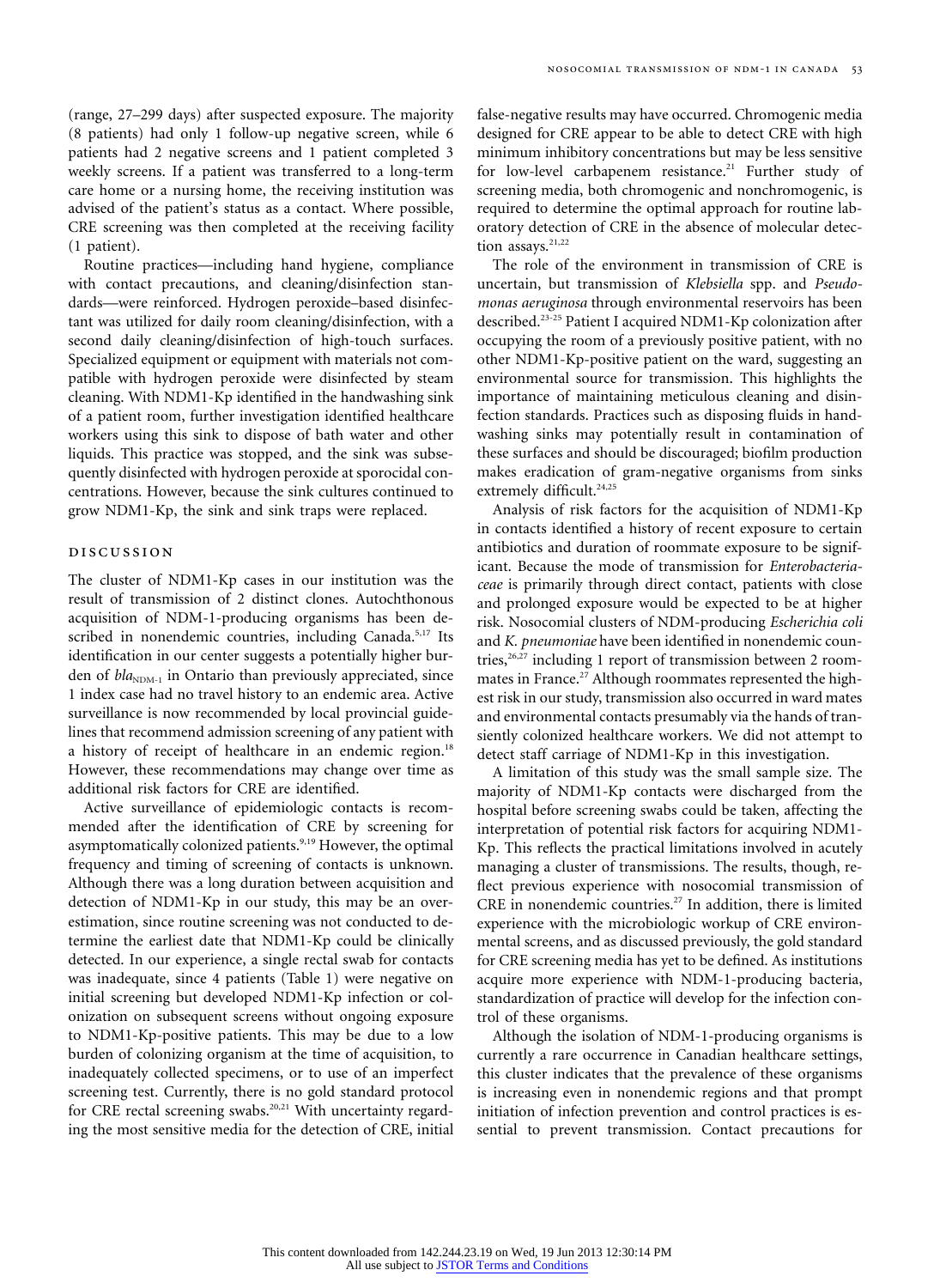(range, 27–299 days) after suspected exposure. The majority (8 patients) had only 1 follow-up negative screen, while 6 patients had 2 negative screens and 1 patient completed 3 weekly screens. If a patient was transferred to a long-term care home or a nursing home, the receiving institution was advised of the patient's status as a contact. Where possible, CRE screening was then completed at the receiving facility (1 patient).

Routine practices—including hand hygiene, compliance with contact precautions, and cleaning/disinfection standards—were reinforced. Hydrogen peroxide–based disinfectant was utilized for daily room cleaning/disinfection, with a second daily cleaning/disinfection of high-touch surfaces. Specialized equipment or equipment with materials not compatible with hydrogen peroxide were disinfected by steam cleaning. With NDM1-Kp identified in the handwashing sink of a patient room, further investigation identified healthcare workers using this sink to dispose of bath water and other liquids. This practice was stopped, and the sink was subsequently disinfected with hydrogen peroxide at sporocidal concentrations. However, because the sink cultures continued to grow NDM1-Kp, the sink and sink traps were replaced.

## DISCUSSION

The cluster of NDM1-Kp cases in our institution was the result of transmission of 2 distinct clones. Autochthonous acquisition of NDM-1-producing organisms has been described in nonendemic countries, including Canada.[5,17] Its identification in our center suggests a potentially higher burden of $bla_{NDM-1}$ in Ontario than previously appreciated, since 1 index case had no travel history to an endemic area. Active surveillance is now recommended by local provincial guidelines that recommend admission screening of any patient with a history of receipt of healthcare in an endemic region.[18] However, these recommendations may change over time as additional risk factors for CRE are identified.

Active surveillance of epidemiologic contacts is recommended after the identification of CRE by screening for asymptomatically colonized patients.[9,19] However, the optimal frequency and timing of screening of contacts is unknown. Although there was a long duration between acquisition and detection of NDM1-Kp in our study, this may be an overestimation, since routine screening was not conducted to determine the earliest date that NDM1-Kp could be clinically detected. In our experience, a single rectal swab for contacts was inadequate, since 4 patients (Table 1) were negative on initial screening but developed NDM1-Kp infection or colonization on subsequent screens without ongoing exposure to NDM1-Kp-positive patients. This may be due to a low burden of colonizing organism at the time of acquisition, to inadequately collected specimens, or to use of an imperfect screening test. Currently, there is no gold standard protocol for CRE rectal screening swabs.[20,21] With uncertainty regarding the most sensitive media for the detection of CRE, initial false-negative results may have occurred. Chromogenic media designed for CRE appear to be able to detect CRE with high minimum inhibitory concentrations but may be less sensitive for low-level carbapenem resistance.[21] Further study of screening media, both chromogenic and nonchromogenic, is required to determine the optimal approach for routine laboratory detection of CRE in the absence of molecular detection assays.[21,22]

The role of the environment in transmission of CRE is uncertain, but transmission of *Klebsiella* spp. and *Pseudomonas aeruginosa* through environmental reservoirs has been described.[23-25] Patient I acquired NDM1-Kp colonization after occupying the room of a previously positive patient, with no other NDM1-Kp-positive patient on the ward, suggesting an environmental source for transmission. This highlights the importance of maintaining meticulous cleaning and disinfection standards. Practices such as disposing fluids in handwashing sinks may potentially result in contamination of these surfaces and should be discouraged; biofilm production makes eradication of gram-negative organisms from sinks extremely difficult.[24,25]

Analysis of risk factors for the acquisition of NDM1-Kp in contacts identified a history of recent exposure to certain antibiotics and duration of roommate exposure to be significant. Because the mode of transmission for *Enterobacteriaceae* is primarily through direct contact, patients with close and prolonged exposure would be expected to be at higher risk. Nosocomial clusters of NDM-producing *Escherichia coli* and *K. pneumoniae* have been identified in nonendemic countries,[26,27] including 1 report of transmission between 2 roommates in France.[27] Although roommates represented the highest risk in our study, transmission also occurred in ward mates and environmental contacts presumably via the hands of transiently colonized healthcare workers. We did not attempt to detect staff carriage of NDM1-Kp in this investigation.

A limitation of this study was the small sample size. The majority of NDM1-Kp contacts were discharged from the hospital before screening swabs could be taken, affecting the interpretation of potential risk factors for acquiring NDM1-Kp. This reflects the practical limitations involved in acutely managing a cluster of transmissions. The results, though, reflect previous experience with nosocomial transmission of CRE in nonendemic countries.[27] In addition, there is limited experience with the microbiologic workup of CRE environmental screens, and as discussed previously, the gold standard for CRE screening media has yet to be defined. As institutions acquire more experience with NDM-1-producing bacteria, standardization of practice will develop for the infection control of these organisms.

Although the isolation of NDM-1-producing organisms is currently a rare occurrence in Canadian healthcare settings, this cluster indicates that the prevalence of these organisms is increasing even in nonendemic regions and that prompt initiation of infection prevention and control practices is essential to prevent transmission. Contact precautions for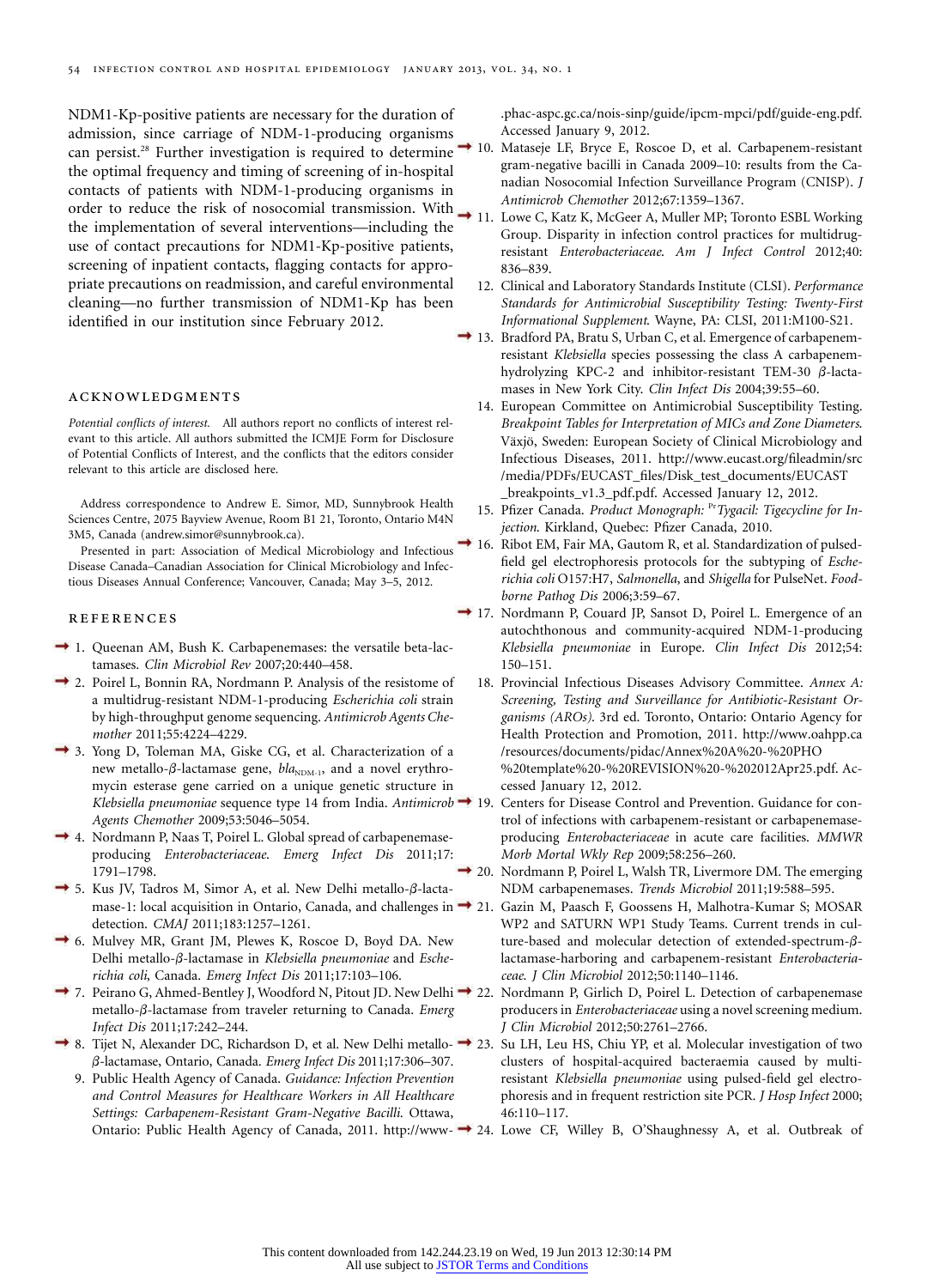NDM1-Kp-positive patients are necessary for the duration of admission, since carriage of NDM-1-producing organisms can persist.[28] Further investigation is required to determine the optimal frequency and timing of screening of in-hospital contacts of patients with NDM-1-producing organisms in order to reduce the risk of nosocomial transmission. With the implementation of several interventions—including the use of contact precautions for NDM1-Kp-positive patients, screening of inpatient contacts, flagging contacts for appropriate precautions on readmission, and careful environmental cleaning—no further transmission of NDM1-Kp has been identified in our institution since February 2012.

## ACKNOWLEDGMENTS

*Potential conflicts of interest.* All authors report no conflicts of interest relevant to this article. All authors submitted the ICMJE Form for Disclosure of Potential Conflicts of Interest, and the conflicts that the editors consider relevant to this article are disclosed here.

Address correspondence to Andrew E. Simor, MD, Sunnybrook Health Sciences Centre, 2075 Bayview Avenue, Room B1 21, Toronto, Ontario M4N 3M5, Canada (andrew.simor@sunnybrook.ca).

Presented in part: Association of Medical Microbiology and Infectious Disease Canada–Canadian Association for Clinical Microbiology and Infectious Diseases Annual Conference; Vancouver, Canada; May 3–5, 2012.

## REFERENCES

1. Queenan AM, Bush K. Carbapenemases: the versatile beta-lactamases. *Clin Microbiol Rev* 2007;20:440–458.
2. Poirel L, Bonnin RA, Nordmann P. Analysis of the resistome of a multidrug-resistant NDM-1-producing *Escherichia coli* strain by high-throughput genome sequencing. *Antimicrob Agents Chemother* 2011;55:4224–4229.
3. Yong D, Toleman MA, Giske CG, et al. Characterization of a new metallo-β-lactamase gene, $bla_{NDM-1}$, and a novel erythromycin esterase gene carried on a unique genetic structure in *Klebsiella pneumoniae* sequence type 14 from India. *Antimicrob Agents Chemother* 2009;53:5046–5054.
4. Nordmann P, Naas T, Poirel L. Global spread of carbapenemase-producing *Enterobacteriaceae*. *Emerg Infect Dis* 2011;17:1791–1798.
5. Kus JV, Tadros M, Simor A, et al. New Delhi metallo-β-lactamase-1: local acquisition in Ontario, Canada, and challenges in detection. *CMAJ* 2011;183:1257–1261.
6. Mulvey MR, Grant JM, Plewes K, Roscoe D, Boyd DA. New Delhi metallo-β-lactamase in *Klebsiella pneumoniae* and *Escherichia coli*, Canada. *Emerg Infect Dis* 2011;17:103–106.
7. Peirano G, Ahmed-Bentley J, Woodford N, Pitout JD. New Delhi metallo-β-lactamase from traveler returning to Canada. *Emerg Infect Dis* 2011;17:242–244.
8. Tijet N, Alexander DC, Richardson D, et al. New Delhi metallo-β-lactamase, Ontario, Canada. *Emerg Infect Dis* 2011;17:306–307.
9. Public Health Agency of Canada. *Guidance: Infection Prevention and Control Measures for Healthcare Workers in All Healthcare Settings: Carbapenem-Resistant Gram-Negative Bacilli.* Ottawa, Ontario: Public Health Agency of Canada, 2011. http://www-.phac-aspc.gc.ca/nois-sinp/guide/ipcm-mpci/pdf/guide-eng.pdf. Accessed January 9, 2012.
10. Mataseje LF, Bryce E, Roscoe D, et al. Carbapenem-resistant gram-negative bacilli in Canada 2009–10: results from the Canadian Nosocomial Infection Surveillance Program (CNISP). *J Antimicrob Chemother* 2012;67:1359–1367.
11. Lowe C, Katz K, McGeer A, Muller MP; Toronto ESBL Working Group. Disparity in infection control practices for multidrug-resistant *Enterobacteriaceae*. *Am J Infect Control* 2012;40:836–839.
12. Clinical and Laboratory Standards Institute (CLSI). *Performance Standards for Antimicrobial Susceptibility Testing: Twenty-First Informational Supplement.* Wayne, PA: CLSI, 2011:M100-S21.
13. Bradford PA, Bratu S, Urban C, et al. Emergence of carbapenem-resistant *Klebsiella* species possessing the class A carbapenem-hydrolyzing KPC-2 and inhibitor-resistant TEM-30 β-lactamases in New York City. *Clin Infect Dis* 2004;39:55–60.
14. European Committee on Antimicrobial Susceptibility Testing. *Breakpoint Tables for Interpretation of MICs and Zone Diameters.* Växjö, Sweden: European Society of Clinical Microbiology and Infectious Diseases, 2011. http://www.eucast.org/fileadmin/src/media/PDFs/EUCAST_files/Disk_test_documents/EUCAST_breakpoints_v1.3_pdf.pdf. Accessed January 12, 2012.
15. Pfizer Canada. *Product Monograph: Pr Tygacil: Tigecycline for Injection.* Kirkland, Quebec: Pfizer Canada, 2010.
16. Ribot EM, Fair MA, Gautom R, et al. Standardization of pulsed-field gel electrophoresis protocols for the subtyping of *Escherichia coli* O157:H7, *Salmonella*, and *Shigella* for PulseNet. *Foodborne Pathog Dis* 2006;3:59–67.
17. Nordmann P, Couard JP, Sansot D, Poirel L. Emergence of an autochthonous and community-acquired NDM-1-producing *Klebsiella pneumoniae* in Europe. *Clin Infect Dis* 2012;54:150–151.
18. Provincial Infectious Diseases Advisory Committee. *Annex A: Screening, Testing and Surveillance for Antibiotic-Resistant Organisms (AROs).* 3rd ed. Toronto, Ontario: Ontario Agency for Health Protection and Promotion, 2011. http://www.oahpp.ca/resources/documents/pidac/Annex%20A%20-%20PHO%20template%20-%20REVISION%20-%202012Apr25.pdf. Accessed January 12, 2012.
19. Centers for Disease Control and Prevention. Guidance for control of infections with carbapenem-resistant or carbapenemase-producing *Enterobacteriaceae* in acute care facilities. *MMWR Morb Mortal Wkly Rep* 2009;58:256–260.
20. Nordmann P, Poirel L, Walsh TR, Livermore DM. The emerging NDM carbapenemases. *Trends Microbiol* 2011;19:588–595.
21. Gazin M, Paasch F, Goossens H, Malhotra-Kumar S; MOSAR WP2 and SATURN WP1 Study Teams. Current trends in culture-based and molecular detection of extended-spectrum-β-lactamase-harboring and carbapenem-resistant *Enterobacteriaceae*. *J Clin Microbiol* 2012;50:1140–1146.
22. Nordmann P, Girlich D, Poirel L. Detection of carbapenemase producers in *Enterobacteriaceae* using a novel screening medium. *J Clin Microbiol* 2012;50:2761–2766.
23. Su LH, Leu HS, Chiu YP, et al. Molecular investigation of two clusters of hospital-acquired bacteraemia caused by multi-resistant *Klebsiella pneumoniae* using pulsed-field gel electrophoresis and in frequent restriction site PCR. *J Hosp Infect* 2000;46:110–117.
24. Lowe CF, Willey B, O'Shaughnessy A, et al. Outbreak of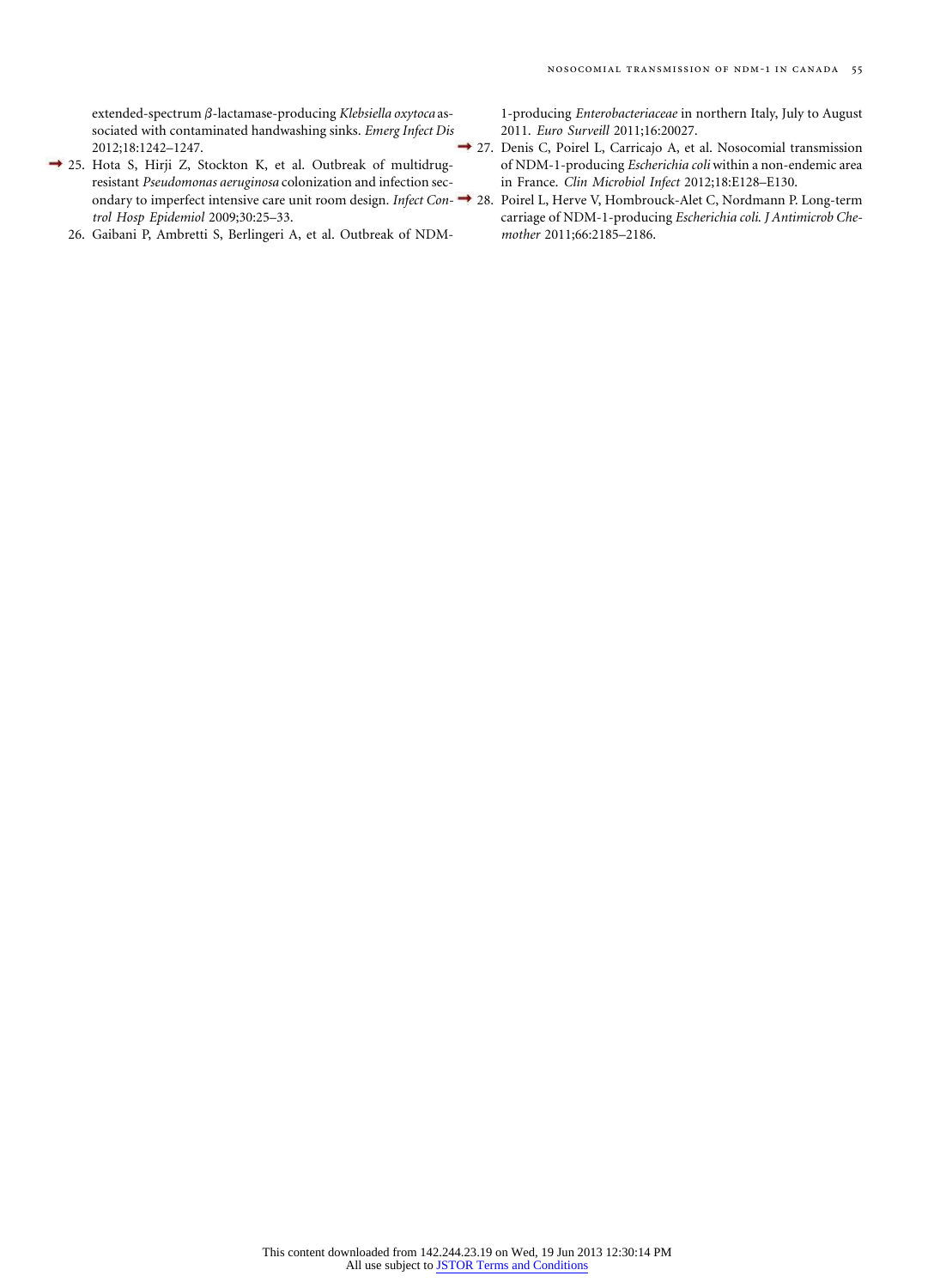extended-spectrum $\beta$-lactamase-producing *Klebsiella oxytoca* associated with contaminated handwashing sinks. *Emerg Infect Dis* 2012;18:1242–1247.

25. Hota S, Hirji Z, Stockton K, et al. Outbreak of multidrug-resistant *Pseudomonas aeruginosa* colonization and infection secondary to imperfect intensive care unit room design. *Infect Control Hosp Epidemiol* 2009;30:25–33.
26. Gaibani P, Ambretti S, Berlingeri A, et al. Outbreak of NDM-1-producing *Enterobacteriaceae* in northern Italy, July to August 2011. *Euro Surveill* 2011;16:20027.
27. Denis C, Poirel L, Carricajo A, et al. Nosocomial transmission of NDM-1-producing *Escherichia coli* within a non-endemic area in France. *Clin Microbiol Infect* 2012;18:E128–E130.
28. Poirel L, Herve V, Hombrouck-Alet C, Nordmann P. Long-term carriage of NDM-1-producing *Escherichia coli. J Antimicrob Chemother* 2011;66:2185–2186.